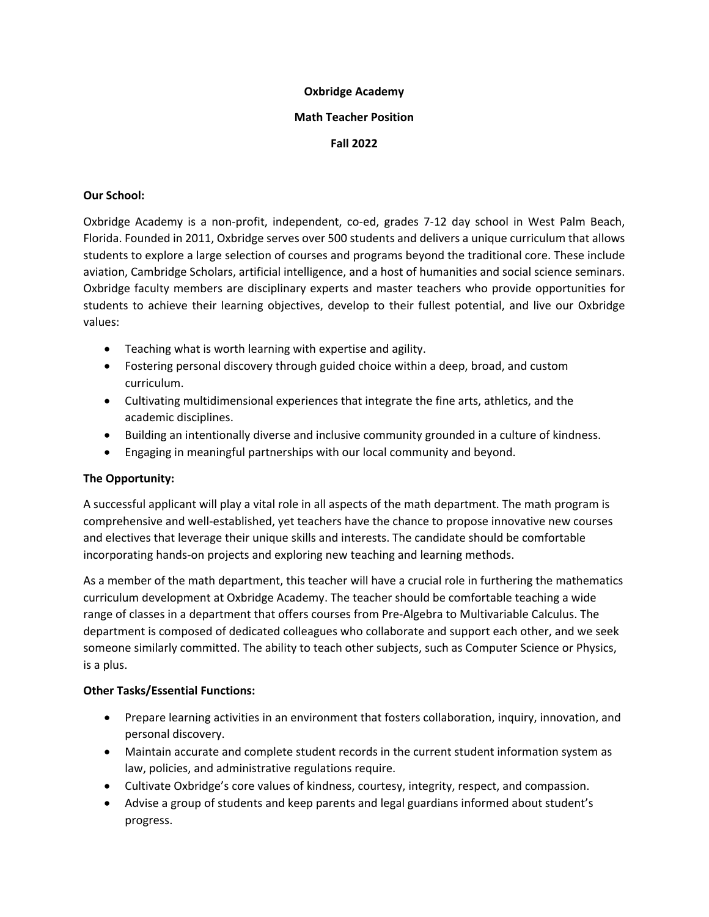# Oxbridge Academy

## Math Teacher Position

## Fall 2022

### Our School:

Oxbridge Academy is a non-profit, independent, co-ed, grades 7-12 day school in West Palm Beach, Florida. Founded in 2011, Oxbridge serves over 500 students and delivers a unique curriculum that allows students to explore a large selection of courses and programs beyond the traditional core. These include aviation, Cambridge Scholars, artificial intelligence, and a host of humanities and social science seminars. Oxbridge faculty members are disciplinary experts and master teachers who provide opportunities for students to achieve their learning objectives, develop to their fullest potential, and live our Oxbridge values:

- Teaching what is worth learning with expertise and agility.
- Fostering personal discovery through guided choice within a deep, broad, and custom curriculum.
- Cultivating multidimensional experiences that integrate the fine arts, athletics, and the academic disciplines.
- Building an intentionally diverse and inclusive community grounded in a culture of kindness.
- Engaging in meaningful partnerships with our local community and beyond.

### The Opportunity:

A successful applicant will play a vital role in all aspects of the math department. The math program is comprehensive and well-established, yet teachers have the chance to propose innovative new courses and electives that leverage their unique skills and interests. The candidate should be comfortable incorporating hands-on projects and exploring new teaching and learning methods.

As a member of the math department, this teacher will have a crucial role in furthering the mathematics curriculum development at Oxbridge Academy. The teacher should be comfortable teaching a wide range of classes in a department that offers courses from Pre-Algebra to Multivariable Calculus. The department is composed of dedicated colleagues who collaborate and support each other, and we seek someone similarly committed. The ability to teach other subjects, such as Computer Science or Physics, is a plus.

### Other Tasks/Essential Functions:

- Prepare learning activities in an environment that fosters collaboration, inquiry, innovation, and personal discovery.
- Maintain accurate and complete student records in the current student information system as law, policies, and administrative regulations require.
- Cultivate Oxbridge's core values of kindness, courtesy, integrity, respect, and compassion.
- Advise a group of students and keep parents and legal guardians informed about student's progress.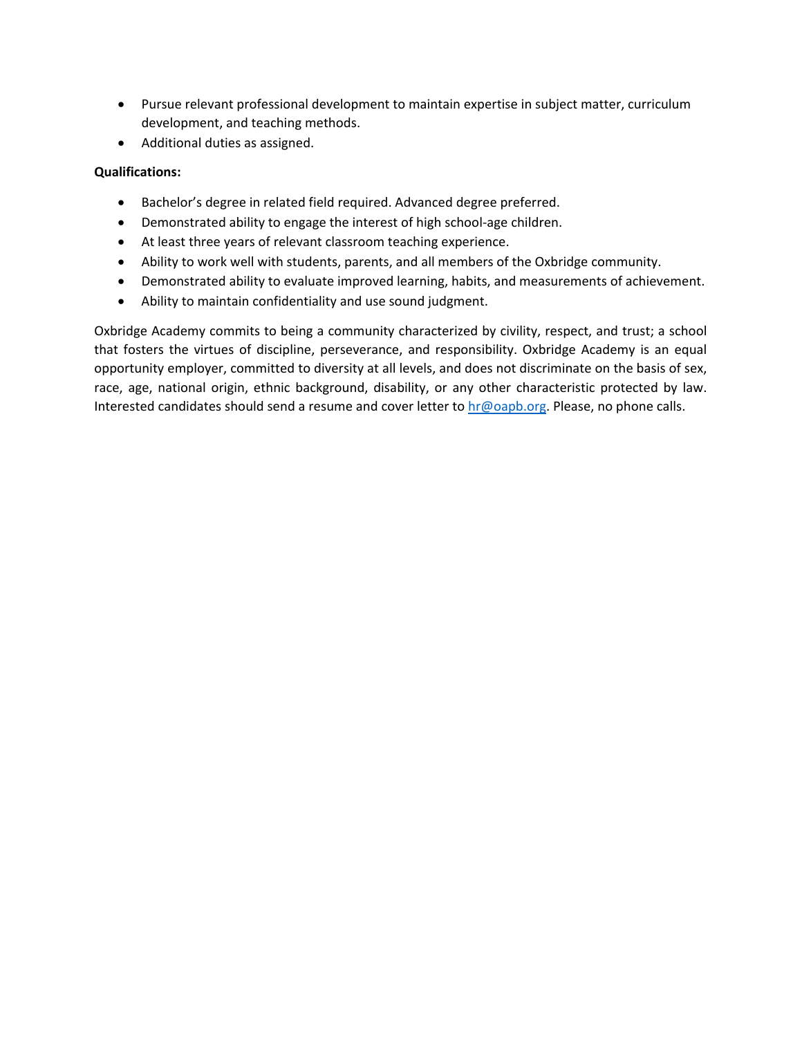- Pursue relevant professional development to maintain expertise in subject matter, curriculum development, and teaching methods.
- Additional duties as assigned.

**Qualifications:**

- Bachelor's degree in related field required. Advanced degree preferred.
- Demonstrated ability to engage the interest of high school-age children.
- At least three years of relevant classroom teaching experience.
- Ability to work well with students, parents, and all members of the Oxbridge community.
- Demonstrated ability to evaluate improved learning, habits, and measurements of achievement.
- Ability to maintain confidentiality and use sound judgment.

Oxbridge Academy commits to being a community characterized by civility, respect, and trust; a school that fosters the virtues of discipline, perseverance, and responsibility. Oxbridge Academy is an equal opportunity employer, committed to diversity at all levels, and does not discriminate on the basis of sex, race, age, national origin, ethnic background, disability, or any other characteristic protected by law. Interested candidates should send a resume and cover letter to hr@oapb.org. Please, no phone calls.